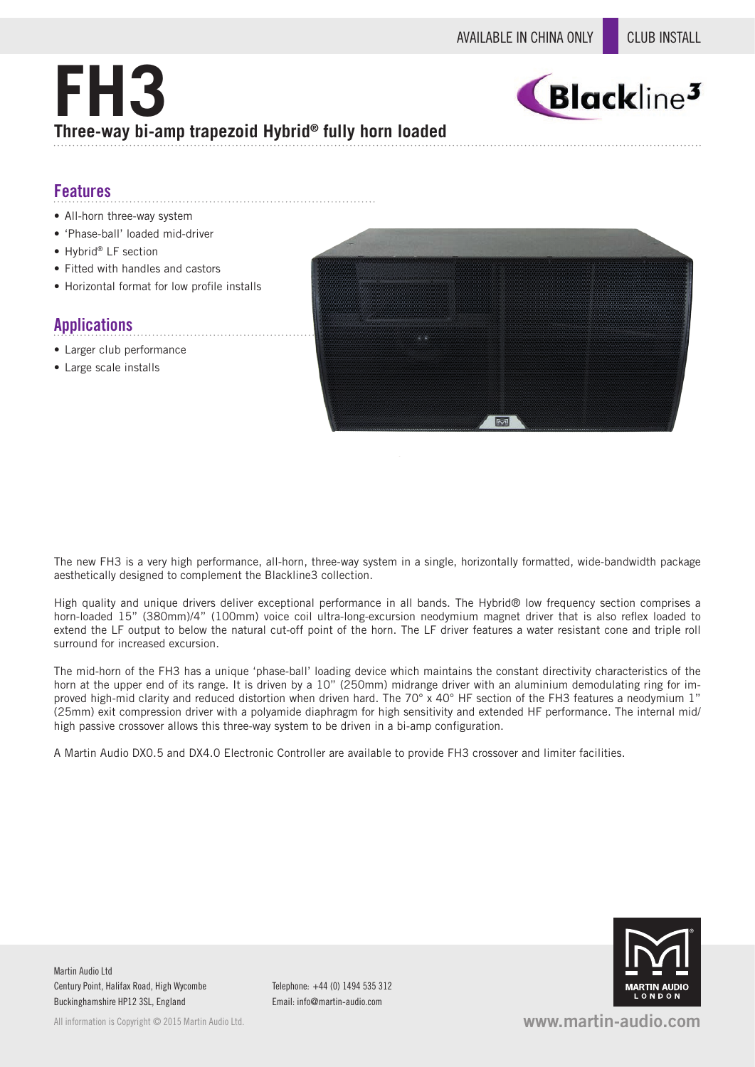AVAILABLE IN CHINA ONLY | CLUB INSTALL

# FH3

**Three-way bi-amp trapezoid Hybrid® fully horn loaded**

## Features

- All-horn three-way system
- 'Phase-ball' loaded mid-driver
- Hybrid® LF section
- Fitted with handles and castors
- Horizontal format for low profile installs

## Applications

- Larger club performance
- Large scale installs

The new FH3 is a very high performance, all-horn, three-way system in a single, horizontally formatted, wide-bandwidth package aesthetically designed to complement the Blackline3 collection.

High quality and unique drivers deliver exceptional performance in all bands. The Hybrid® low frequency section comprises a horn-loaded 15" (380mm)/4" (100mm) voice coil ultra-long-excursion neodymium magnet driver that is also reflex loaded to extend the LF output to below the natural cut-off point of the horn. The LF driver features a water resistant cone and triple roll surround for increased excursion.

The mid-horn of the FH3 has a unique 'phase-ball' loading device which maintains the constant directivity characteristics of the horn at the upper end of its range. It is driven by a 10" (250mm) midrange driver with an aluminium demodulating ring for improved high-mid clarity and reduced distortion when driven hard. The 70° x 40° HF section of the FH3 features a neodymium 1" (25mm) exit compression driver with a polyamide diaphragm for high sensitivity and extended HF performance. The internal mid/high passive crossover allows this three-way system to be driven in a bi-amp configuration.

A Martin Audio DX0.5 and DX4.0 Electronic Controller are available to provide FH3 crossover and limiter facilities.

Martin Audio Ltd
Century Point, Halifax Road, High Wycombe
Buckinghamshire HP12 3SL, England

Telephone: +44 (0) 1494 535 312
Email: info@martin-audio.com

All information is Copyright © 2015 Martin Audio Ltd.

www.martin-audio.com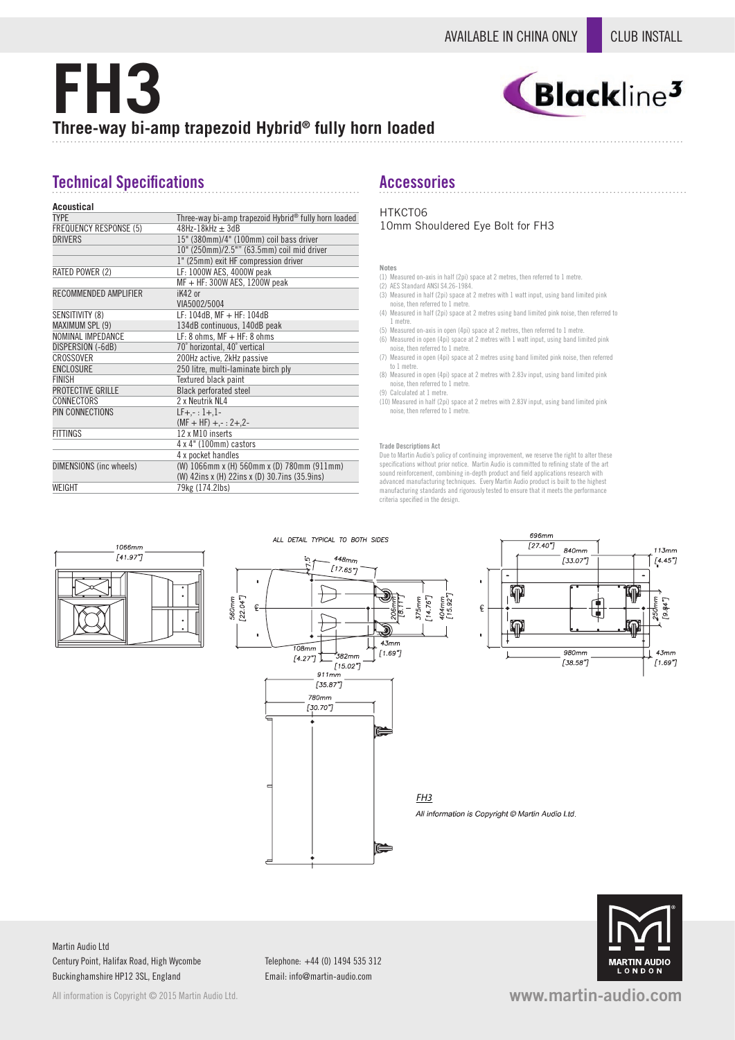AVAILABLE IN CHINA ONLY | CLUB INSTALL

# FH3

## Three-way bi-amp trapezoid Hybrid® fully horn loaded

## Technical Specifications

| Acoustical | |
|---|---|
| TYPE | Three-way bi-amp trapezoid Hybrid® fully horn loaded |
| FREQUENCY RESPONSE (5) | 48Hz-18kHz ± 3dB |
| DRIVERS | 15" (380mm)/4" (100mm) coil bass driver |
| | 10" (250mm)/2.5"" (63.5mm) coil mid driver |
| | 1" (25mm) exit HF compression driver |
| RATED POWER (2) | LF: 1000W AES, 4000W peak |
| | MF + HF: 300W AES, 1200W peak |
| RECOMMENDED AMPLIFIER | iK42 or VIA5002/5004 |
| SENSITIVITY (8) | LF: 104dB, MF + HF: 104dB |
| MAXIMUM SPL (9) | 134dB continuous, 140dB peak |
| NOMINAL IMPEDANCE | LF: 8 ohms, MF + HF: 8 ohms |
| DISPERSION (-6dB) | 70˚ horizontal, 40˚ vertical |
| CROSSOVER | 200Hz active, 2kHz passive |
| ENCLOSURE | 250 litre, multi-laminate birch ply |
| FINISH | Textured black paint |
| PROTECTIVE GRILLE | Black perforated steel |
| CONNECTORS | 2 x Neutrik NL4 |
| PIN CONNECTIONS | LF+,- : 1+,1- (MF + HF) +,- : 2+,2- |
| FITTINGS | 12 x M10 inserts |
| | 4 x 4" (100mm) castors |
| | 4 x pocket handles |
| DIMENSIONS (inc wheels) | (W) 1066mm x (H) 560mm x (D) 780mm (911mm) (W) 42ins x (H) 22ins x (D) 30.7ins (35.9ins) |
| WEIGHT | 79kg (174.2lbs) |

## Accessories

HTKCT06
10mm Shouldered Eye Bolt for FH3

**Notes**

(1) Measured on-axis in half (2pi) space at 2 metres, then referred to 1 metre.
(2) AES Standard ANSI S4.26-1984.
(3) Measured in half (2pi) space at 2 metres with 1 watt input, using band limited pink noise, then referred to 1 metre.
(4) Measured in half (2pi) space at 2 metres using band limited pink noise, then referred to 1 metre.
(5) Measured on-axis in open (4pi) space at 2 metres, then referred to 1 metre.
(6) Measured in open (4pi) space at 2 metres with 1 watt input, using band limited pink noise, then referred to 1 metre.
(7) Measured in open (4pi) space at 2 metres using band limited pink noise, then referred to 1 metre.
(8) Measured in open (4pi) space at 2 metres with 2.83v input, using band limited pink noise, then referred to 1 metre.
(9) Calculated at 1 metre.
(10) Measured in half (2pi) space at 2 metres with 2.83V input, using band limited pink noise, then referred to 1 metre.

**Trade Descriptions Act**

Due to Martin Audio's policy of continuing improvement, we reserve the right to alter these specifications without prior notice. Martin Audio is committed to refining state of the art sound reinforcement, combining in-depth product and field applications research with advanced manufacturing techniques. Every Martin Audio product is built to the highest manufacturing standards and rigorously tested to ensure that it meets the performance criteria specified in the design.

1066mm
[41.97"]

ALL DETAIL TYPICAL TO BOTH SIDES

448mm
[17.65"]
7.5°
560mm
[22.04"]
206mm
[8.11"]
375mm
[14.76"]
404mm
[15.92"]
43mm
[1.69"]
108mm
[4.27"]
382mm
[15.02"]
911mm
[35.87"]
780mm
[30.70"]

696mm
[27.40"]
840mm
[33.07"]
113mm
[4.45"]
250mm
[9.84"]
980mm
[38.58"]
43mm
[1.69"]

FH3

All information is Copyright © Martin Audio Ltd.

Martin Audio Ltd
Century Point, Halifax Road, High Wycombe
Buckinghamshire HP12 3SL, England

Telephone: +44 (0) 1494 535 312
Email: info@martin-audio.com

All information is Copyright © 2015 Martin Audio Ltd.

www.martin-audio.com